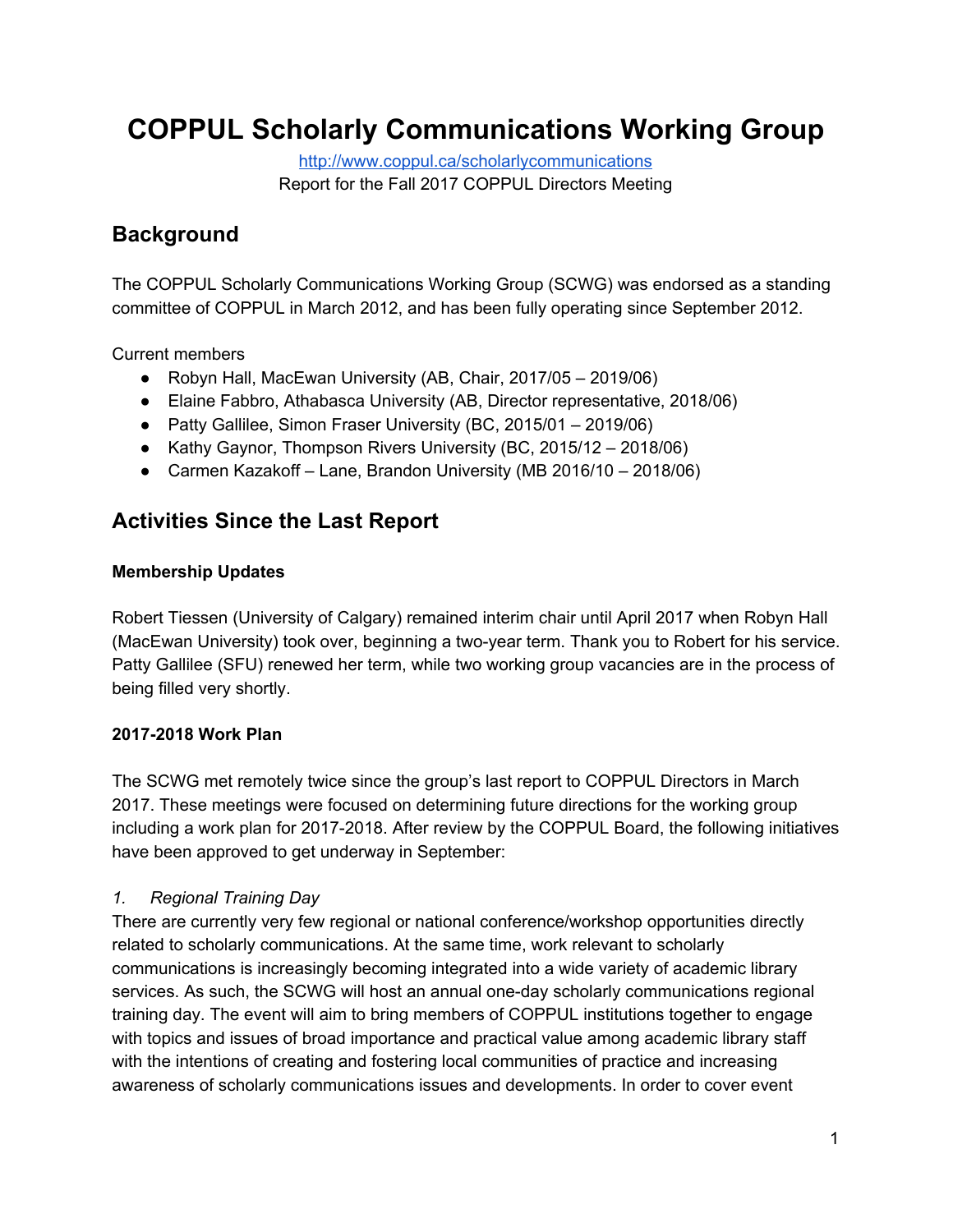# COPPUL Scholarly Communications Working Group

http://www.coppul.ca/scholarlycommunications
Report for the Fall 2017 COPPUL Directors Meeting

## Background

The COPPUL Scholarly Communications Working Group (SCWG) was endorsed as a standing committee of COPPUL in March 2012, and has been fully operating since September 2012.

Current members

- Robyn Hall, MacEwan University (AB, Chair, 2017/05 – 2019/06)
- Elaine Fabbro, Athabasca University (AB, Director representative, 2018/06)
- Patty Gallilee, Simon Fraser University (BC, 2015/01 – 2019/06)
- Kathy Gaynor, Thompson Rivers University (BC, 2015/12 – 2018/06)
- Carmen Kazakoff – Lane, Brandon University (MB 2016/10 – 2018/06)

## Activities Since the Last Report

**Membership Updates**

Robert Tiessen (University of Calgary) remained interim chair until April 2017 when Robyn Hall (MacEwan University) took over, beginning a two-year term. Thank you to Robert for his service. Patty Gallilee (SFU) renewed her term, while two working group vacancies are in the process of being filled very shortly.

**2017-2018 Work Plan**

The SCWG met remotely twice since the group's last report to COPPUL Directors in March 2017. These meetings were focused on determining future directions for the working group including a work plan for 2017-2018. After review by the COPPUL Board, the following initiatives have been approved to get underway in September:

*1. Regional Training Day*

There are currently very few regional or national conference/workshop opportunities directly related to scholarly communications. At the same time, work relevant to scholarly communications is increasingly becoming integrated into a wide variety of academic library services. As such, the SCWG will host an annual one-day scholarly communications regional training day. The event will aim to bring members of COPPUL institutions together to engage with topics and issues of broad importance and practical value among academic library staff with the intentions of creating and fostering local communities of practice and increasing awareness of scholarly communications issues and developments. In order to cover event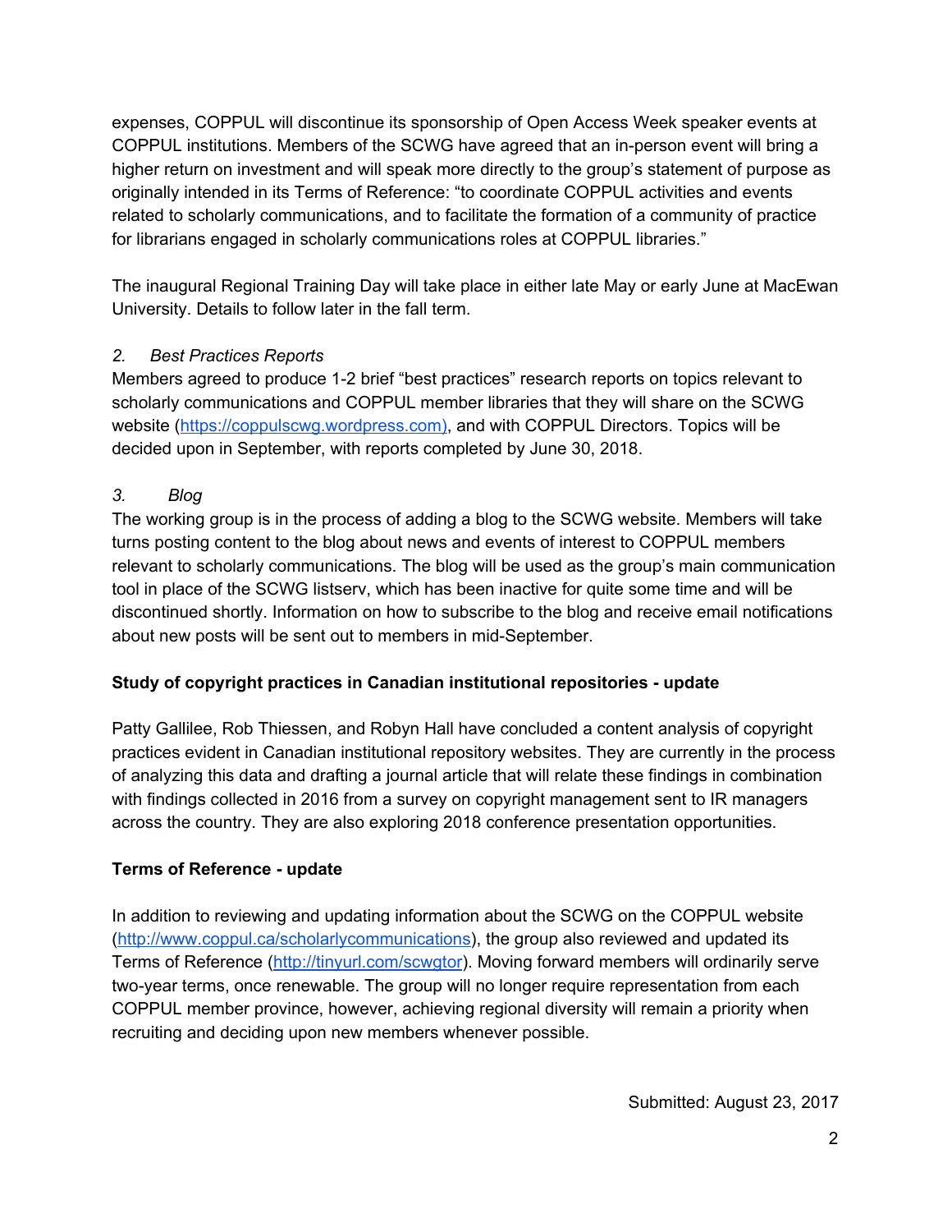expenses, COPPUL will discontinue its sponsorship of Open Access Week speaker events at COPPUL institutions. Members of the SCWG have agreed that an in-person event will bring a higher return on investment and will speak more directly to the group's statement of purpose as originally intended in its Terms of Reference: "to coordinate COPPUL activities and events related to scholarly communications, and to facilitate the formation of a community of practice for librarians engaged in scholarly communications roles at COPPUL libraries."

The inaugural Regional Training Day will take place in either late May or early June at MacEwan University. Details to follow later in the fall term.

*2. Best Practices Reports*

Members agreed to produce 1-2 brief "best practices" research reports on topics relevant to scholarly communications and COPPUL member libraries that they will share on the SCWG website (https://coppulscwg.wordpress.com), and with COPPUL Directors. Topics will be decided upon in September, with reports completed by June 30, 2018.

*3. Blog*

The working group is in the process of adding a blog to the SCWG website. Members will take turns posting content to the blog about news and events of interest to COPPUL members relevant to scholarly communications. The blog will be used as the group's main communication tool in place of the SCWG listserv, which has been inactive for quite some time and will be discontinued shortly. Information on how to subscribe to the blog and receive email notifications about new posts will be sent out to members in mid-September.

**Study of copyright practices in Canadian institutional repositories - update**

Patty Gallilee, Rob Thiessen, and Robyn Hall have concluded a content analysis of copyright practices evident in Canadian institutional repository websites. They are currently in the process of analyzing this data and drafting a journal article that will relate these findings in combination with findings collected in 2016 from a survey on copyright management sent to IR managers across the country. They are also exploring 2018 conference presentation opportunities.

**Terms of Reference - update**

In addition to reviewing and updating information about the SCWG on the COPPUL website (http://www.coppul.ca/scholarlycommunications), the group also reviewed and updated its Terms of Reference (http://tinyurl.com/scwgtor). Moving forward members will ordinarily serve two-year terms, once renewable. The group will no longer require representation from each COPPUL member province, however, achieving regional diversity will remain a priority when recruiting and deciding upon new members whenever possible.

Submitted: August 23, 2017